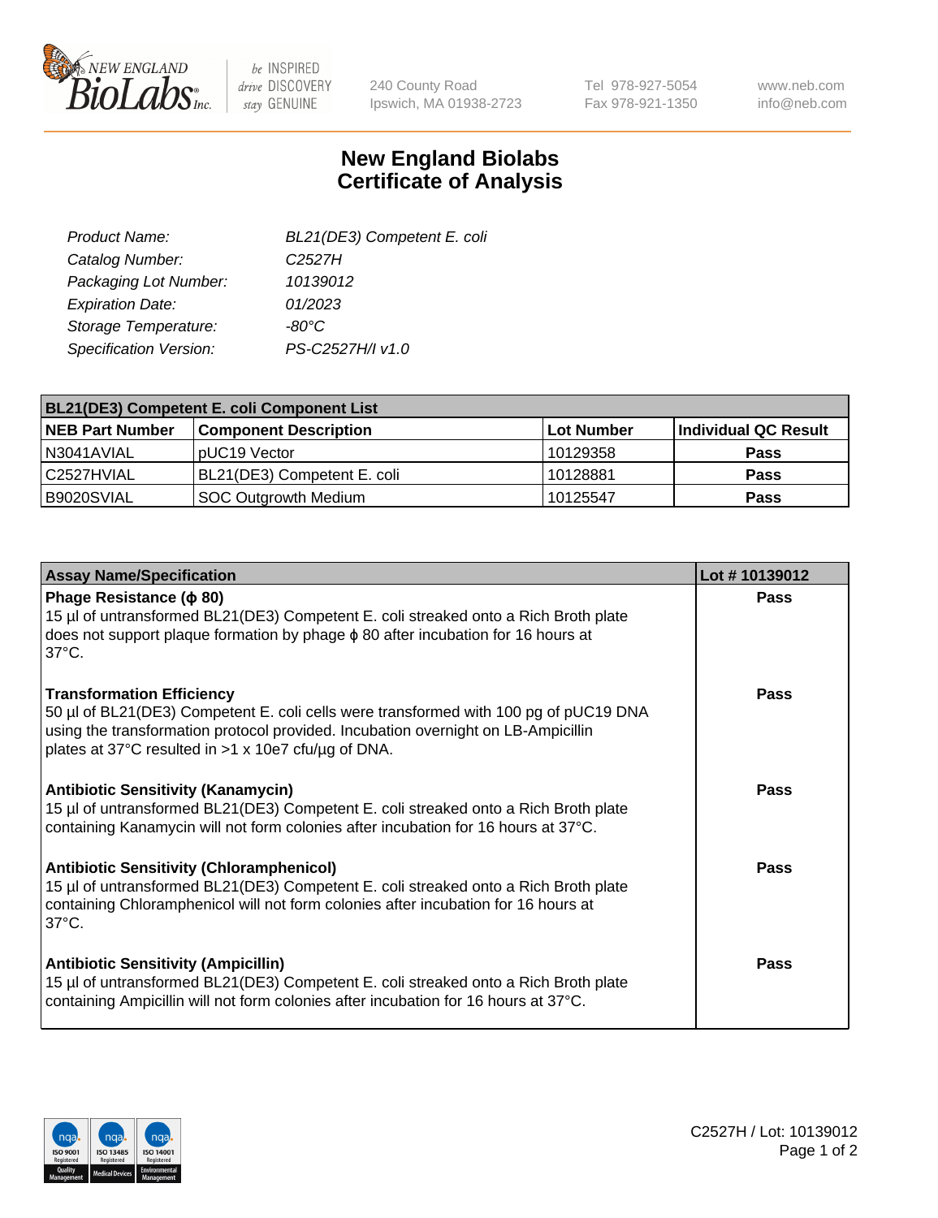New England BioLabs Inc. — be INSPIRED drive DISCOVERY stay GENUINE

240 County Road
Ipswich, MA 01938-2723

Tel 978-927-5054
Fax 978-921-1350

www.neb.com
info@neb.com

# New England Biolabs
# Certificate of Analysis

| | |
|---|---|
| *Product Name:* | *BL21(DE3) Competent E. coli* |
| *Catalog Number:* | *C2527H* |
| *Packaging Lot Number:* | *10139012* |
| *Expiration Date:* | *01/2023* |
| *Storage Temperature:* | *-80°C* |
| *Specification Version:* | *PS-C2527H/I v1.0* |

**BL21(DE3) Competent E. coli Component List**

| NEB Part Number | Component Description | Lot Number | Individual QC Result |
|---|---|---|---|
| N3041AVIAL | pUC19 Vector | 10129358 | **Pass** |
| C2527HVIAL | BL21(DE3) Competent E. coli | 10128881 | **Pass** |
| B9020SVIAL | SOC Outgrowth Medium | 10125547 | **Pass** |

| Assay Name/Specification | Lot # 10139012 |
|---|---|
| **Phage Resistance (ϕ 80)**<br>15 µl of untransformed BL21(DE3) Competent E. coli streaked onto a Rich Broth plate does not support plaque formation by phage ϕ 80 after incubation for 16 hours at 37°C. | **Pass** |
| **Transformation Efficiency**<br>50 µl of BL21(DE3) Competent E. coli cells were transformed with 100 pg of pUC19 DNA using the transformation protocol provided. Incubation overnight on LB-Ampicillin plates at 37°C resulted in >1 x 10e7 cfu/µg of DNA. | **Pass** |
| **Antibiotic Sensitivity (Kanamycin)**<br>15 µl of untransformed BL21(DE3) Competent E. coli streaked onto a Rich Broth plate containing Kanamycin will not form colonies after incubation for 16 hours at 37°C. | **Pass** |
| **Antibiotic Sensitivity (Chloramphenicol)**<br>15 µl of untransformed BL21(DE3) Competent E. coli streaked onto a Rich Broth plate containing Chloramphenicol will not form colonies after incubation for 16 hours at 37°C. | **Pass** |
| **Antibiotic Sensitivity (Ampicillin)**<br>15 µl of untransformed BL21(DE3) Competent E. coli streaked onto a Rich Broth plate containing Ampicillin will not form colonies after incubation for 16 hours at 37°C. | **Pass** |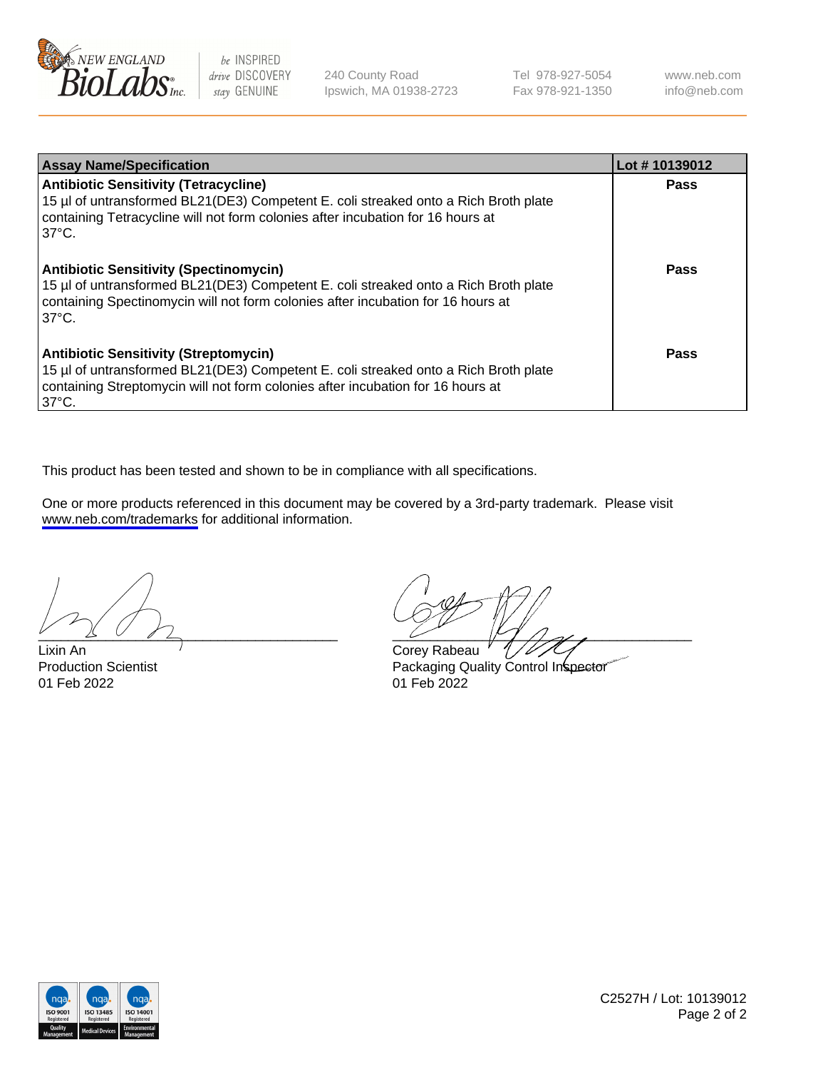| Assay Name/Specification | Lot # 10139012 |
|---|---|
| **Antibiotic Sensitivity (Tetracycline)**<br>15 µl of untransformed BL21(DE3) Competent E. coli streaked onto a Rich Broth plate containing Tetracycline will not form colonies after incubation for 16 hours at 37°C. | **Pass** |
| **Antibiotic Sensitivity (Spectinomycin)**<br>15 µl of untransformed BL21(DE3) Competent E. coli streaked onto a Rich Broth plate containing Spectinomycin will not form colonies after incubation for 16 hours at 37°C. | **Pass** |
| **Antibiotic Sensitivity (Streptomycin)**<br>15 µl of untransformed BL21(DE3) Competent E. coli streaked onto a Rich Broth plate containing Streptomycin will not form colonies after incubation for 16 hours at 37°C. | **Pass** |

This product has been tested and shown to be in compliance with all specifications.

One or more products referenced in this document may be covered by a 3rd-party trademark. Please visit www.neb.com/trademarks for additional information.

Lixin An
Production Scientist
01 Feb 2022

Corey Rabeau
Packaging Quality Control Inspector
01 Feb 2022

C2527H / Lot: 10139012